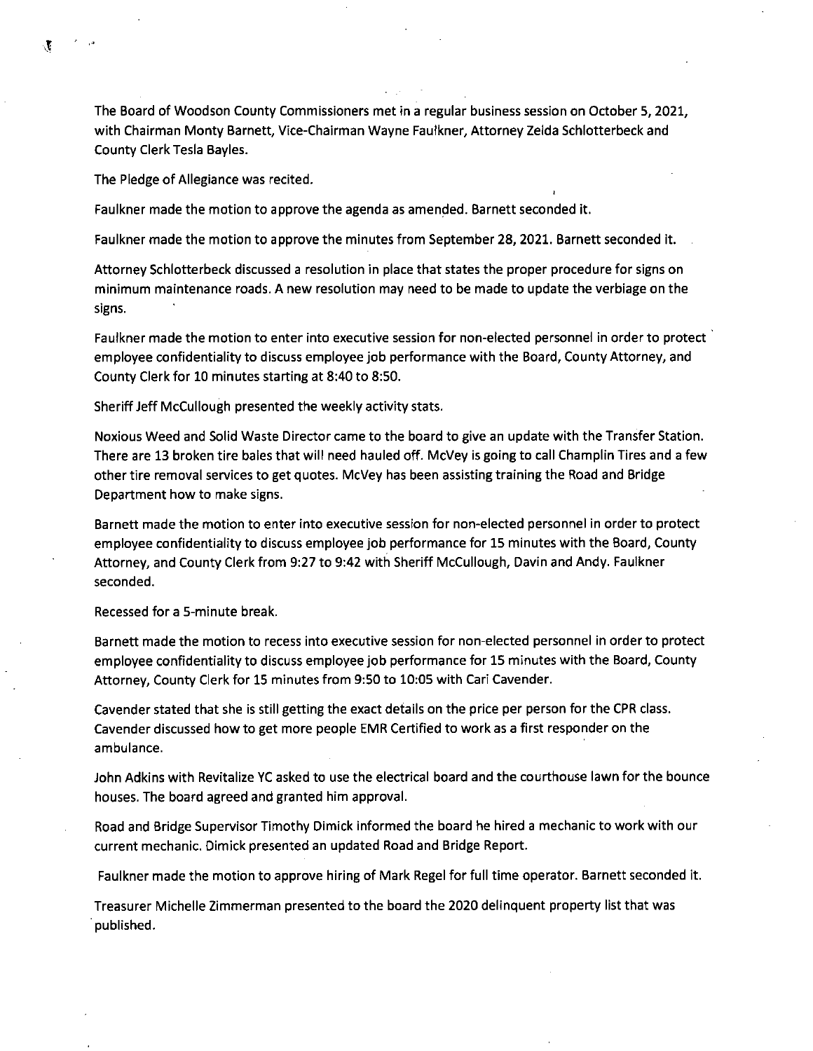The Board of Woodson County Commissioners met in a regular business session on October 5, 2021, with Chairman Monty Barnett, Vice-Chairman Wayne Faulkner, Attorney Zelda Schlotterbeck and County Clerk Tesla Bayles.

The Pledge of Allegiance was recited.

Faulkner made the motion to approve the agenda as amended. Barnett seconded it.

Faulkner made the motion to approve the minutes from September 28, 2021. Barnett seconded it.

Attorney Schlotterbeck discussed a resolution in place that states the proper procedure for signs on minimum maintenance roads. A new resolution may need to be made to update the verbiage on the signs.

Faulkner made the motion to enter into executive session for non-elected personnel in order to protect employee confidentiality to discuss employee job performance with the Board, County Attorney, and County Clerk for 10 minutes starting at 8:40 to 8:50.

Sheriff Jeff McCullough presented the weekly activity stats.

Noxious Weed and Solid Waste Director came to the board to give an update with the Transfer Station. There are 13 broken tire bales that will need hauled off. McVey is going to call Champlin Tires and a few other tire removal services to get quotes. McVey has been assisting training the Road and Bridge Department how to make signs.

Barnett made the motion to enter into executive session for non-elected personnel in order to protect employee confidentiality to discuss employee job performance for 15 minutes with the Board, County Attorney, and County Clerk from 9:27 to 9:42 with Sheriff McCullough, Davin and Andy. Faulkner seconded.

Recessed for a 5-minute break.

Barnett made the motion to recess into executive session for non-elected personnel in order to protect employee confidentiality to discuss employee job performance for 15 minutes with the Board, County Attorney, County Clerk for 15 minutes from 9:50 to 10:05 with Cari Cavender.

Cavender stated that she is still getting the exact details on the price per person for the CPR class. Cavender discussed how to get more people EMR Certified to work as a first responder on the ambulance.

John Adkins with Revitalize YC asked to use the electrical board and the courthouse lawn for the bounce houses. The board agreed and granted him approval.

Road and Bridge Supervisor Timothy Dimick informed the board he hired a mechanic to work with our current mechanic. Dimick presented an updated Road and Bridge Report.

Faulkner made the motion to approve hiring of Mark Regel for full time operator. Barnett seconded it.

Treasurer Michelle Zimmerman presented to the board the 2020 delinquent property list that was published.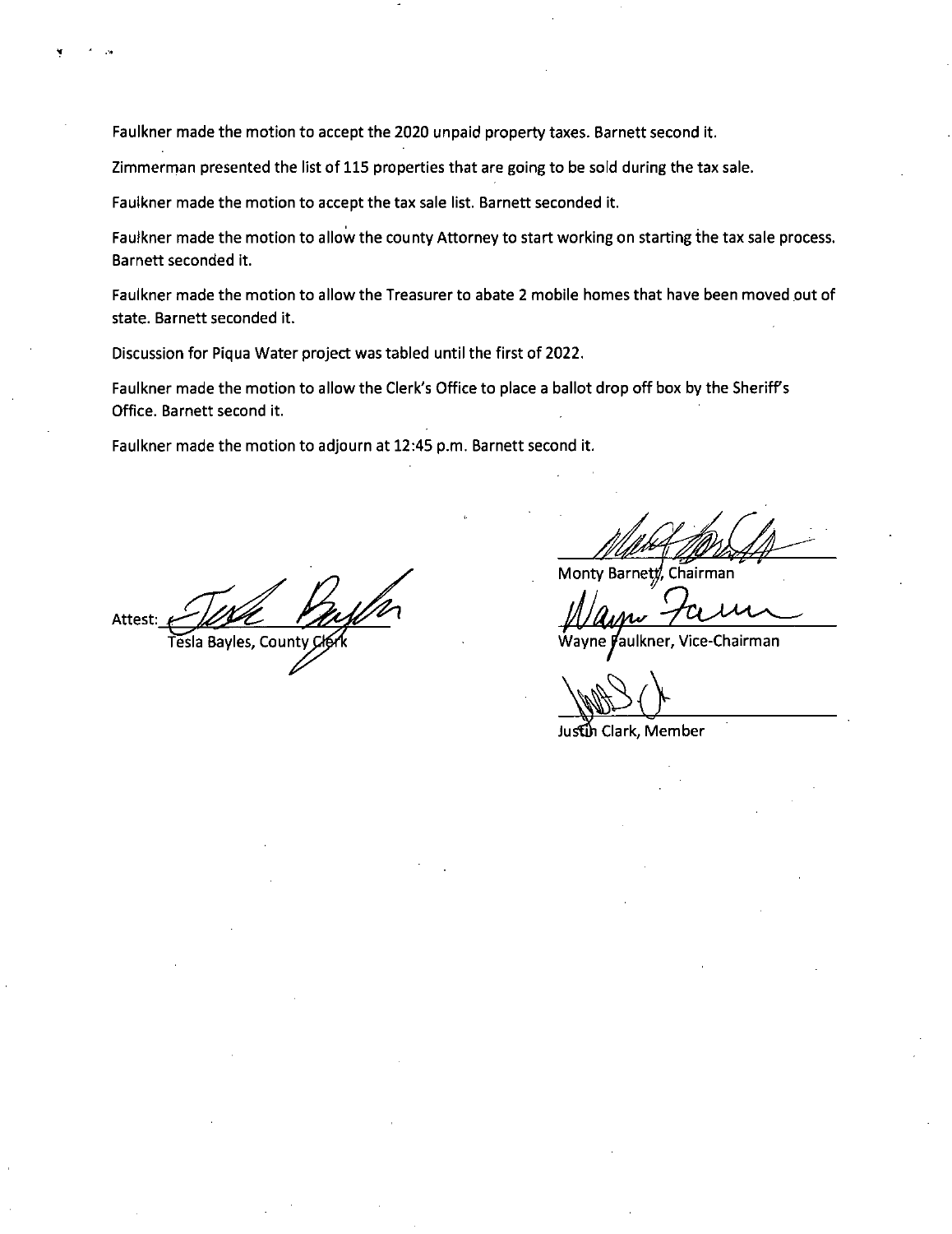Faulkner made the motion to accept the 2020 unpaid property taxes. Barnett second it.

Zimmerman presented the list of 115 properties that are going to be sold during the tax sale.

Faulkner made the motion to accept the tax sale list. Barnett seconded it.

Faulkner made the motion to allow the county Attorney to start working on starting the tax sale process. Barnett seconded it.

Faulkner made the motion to allow the Treasurer to abate 2 mobile homes that have been moved out of state. Barnett seconded it.

Discussion for Piqua Water project was tabled until the first of 2022.

Faulkner made the motion to allow the Clerk's Office to place a ballot drop off box by the Sheriff's Office. Barnett second it.

Faulkner made the motion to adjourn at 12:45 p.m. Barnett second it.

Attest: ____________________
Tesla Bayles, County Clerk

____________________
Monty Barnett, Chairman

____________________
Wayne Faulkner, Vice-Chairman

____________________
Justin Clark, Member